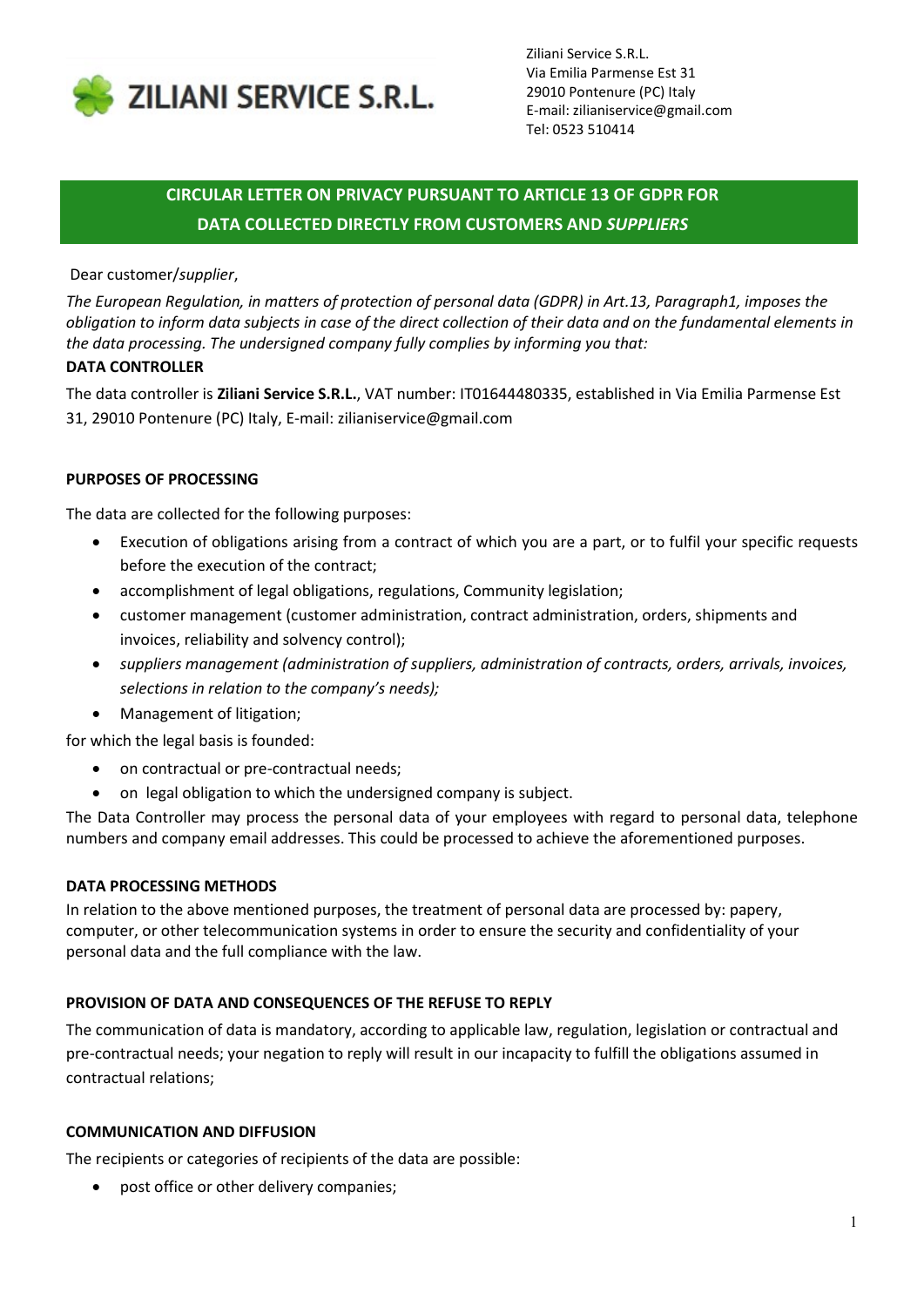ZILIANI SERVICE S.R.L.

Ziliani Service S.R.L.
Via Emilia Parmense Est 31
29010 Pontenure (PC) Italy
E-mail: zilianiservice@gmail.com
Tel: 0523 510414

# CIRCULAR LETTER ON PRIVACY PURSUANT TO ARTICLE 13 OF GDPR FOR DATA COLLECTED DIRECTLY FROM CUSTOMERS AND *SUPPLIERS*

Dear customer/*supplier*,

*The European Regulation, in matters of protection of personal data (GDPR) in Art.13, Paragraph1, imposes the obligation to inform data subjects in case of the direct collection of their data and on the fundamental elements in the data processing. The undersigned company fully complies by informing you that:*

**DATA CONTROLLER**

The data controller is **Ziliani Service S.R.L.**, VAT number: IT01644480335, established in Via Emilia Parmense Est 31, 29010 Pontenure (PC) Italy, E-mail: zilianiservice@gmail.com

**PURPOSES OF PROCESSING**

The data are collected for the following purposes:

- Execution of obligations arising from a contract of which you are a part, or to fulfil your specific requests before the execution of the contract;
- accomplishment of legal obligations, regulations, Community legislation;
- customer management (customer administration, contract administration, orders, shipments and invoices, reliability and solvency control);
- *suppliers management (administration of suppliers, administration of contracts, orders, arrivals, invoices, selections in relation to the company's needs);*
- Management of litigation;

for which the legal basis is founded:

- on contractual or pre-contractual needs;
- on legal obligation to which the undersigned company is subject.

The Data Controller may process the personal data of your employees with regard to personal data, telephone numbers and company email addresses. This could be processed to achieve the aforementioned purposes.

**DATA PROCESSING METHODS**

In relation to the above mentioned purposes, the treatment of personal data are processed by: papery, computer, or other telecommunication systems in order to ensure the security and confidentiality of your personal data and the full compliance with the law.

**PROVISION OF DATA AND CONSEQUENCES OF THE REFUSE TO REPLY**

The communication of data is mandatory, according to applicable law, regulation, legislation or contractual and pre-contractual needs; your negation to reply will result in our incapacity to fulfill the obligations assumed in contractual relations;

**COMMUNICATION AND DIFFUSION**

The recipients or categories of recipients of the data are possible:

- post office or other delivery companies;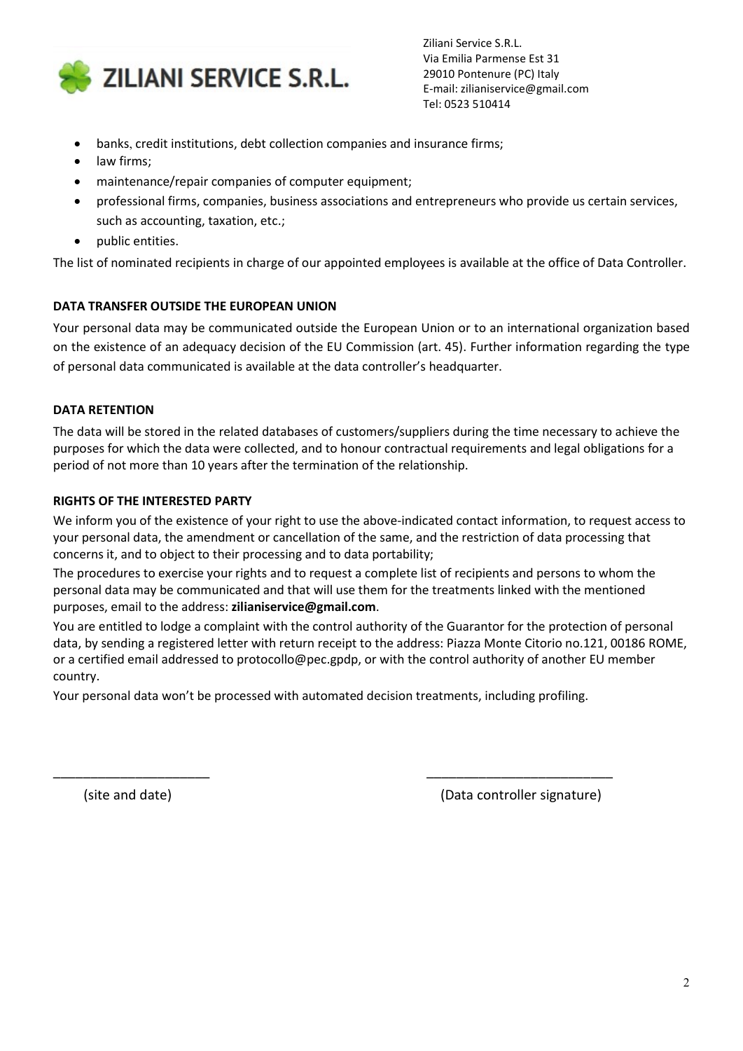- banks, credit institutions, debt collection companies and insurance firms;
- law firms;
- maintenance/repair companies of computer equipment;
- professional firms, companies, business associations and entrepreneurs who provide us certain services, such as accounting, taxation, etc.;
- public entities.

The list of nominated recipients in charge of our appointed employees is available at the office of Data Controller.

**DATA TRANSFER OUTSIDE THE EUROPEAN UNION**

Your personal data may be communicated outside the European Union or to an international organization based on the existence of an adequacy decision of the EU Commission (art. 45). Further information regarding the type of personal data communicated is available at the data controller's headquarter.

**DATA RETENTION**

The data will be stored in the related databases of customers/suppliers during the time necessary to achieve the purposes for which the data were collected, and to honour contractual requirements and legal obligations for a period of not more than 10 years after the termination of the relationship.

**RIGHTS OF THE INTERESTED PARTY**

We inform you of the existence of your right to use the above-indicated contact information, to request access to your personal data, the amendment or cancellation of the same, and the restriction of data processing that concerns it, and to object to their processing and to data portability;

The procedures to exercise your rights and to request a complete list of recipients and persons to whom the personal data may be communicated and that will use them for the treatments linked with the mentioned purposes, email to the address: **zilianiservice@gmail.com**.

You are entitled to lodge a complaint with the control authority of the Guarantor for the protection of personal data, by sending a registered letter with return receipt to the address: Piazza Monte Citorio no.121, 00186 ROME, or a certified email addressed to protocollo@pec.gpdp, or with the control authority of another EU member country.

Your personal data won't be processed with automated decision treatments, including profiling.

\_\_\_\_\_\_\_\_\_\_\_\_\_\_\_\_\_\_\_\_\_\_ (site and date)

\_\_\_\_\_\_\_\_\_\_\_\_\_\_\_\_\_\_\_\_\_\_\_\_\_\_ (Data controller signature)